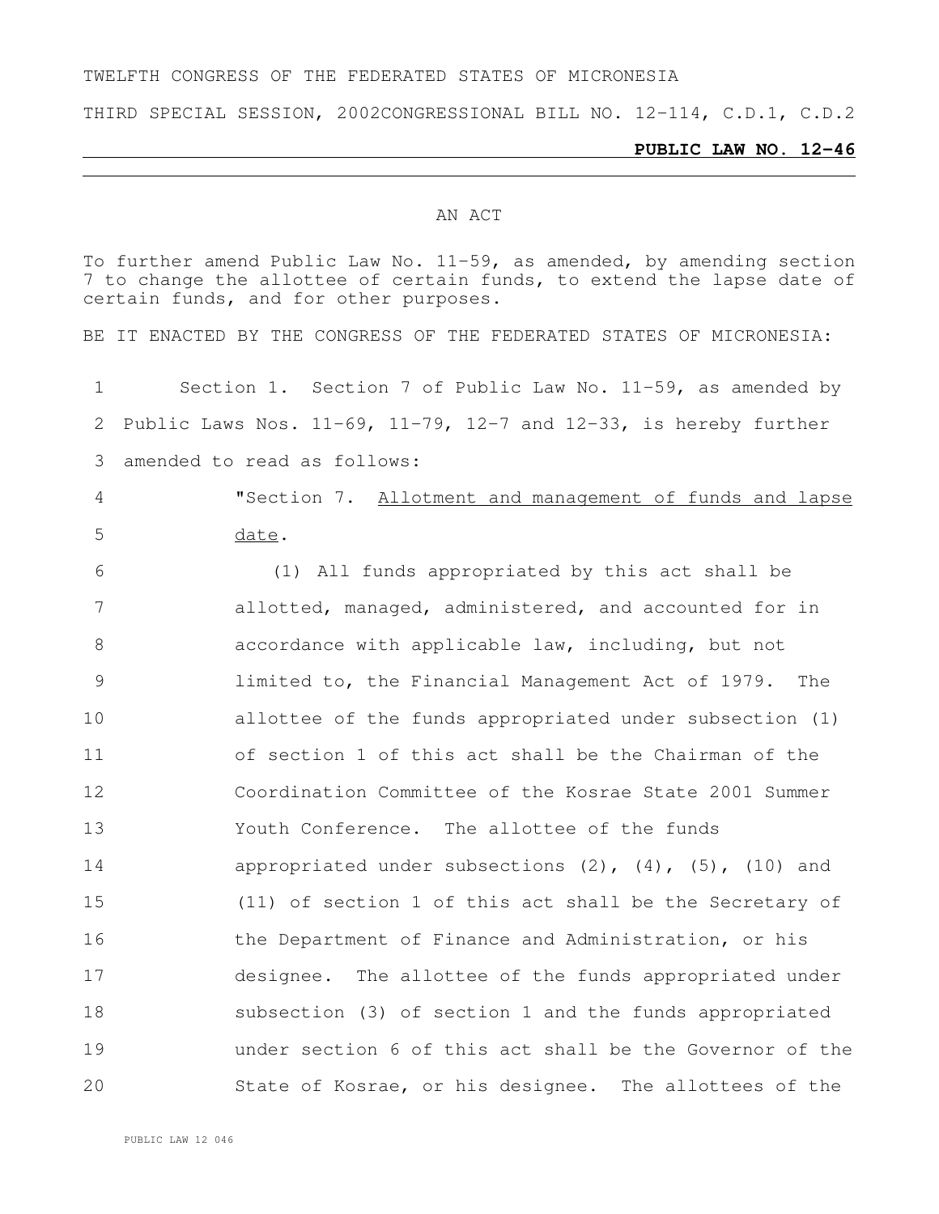TWELFTH CONGRESS OF THE FEDERATED STATES OF MICRONESIA

THIRD SPECIAL SESSION, 2002CONGRESSIONAL BILL NO. 12-114, C.D.1, C.D.2

**PUBLIC LAW NO. 12-46**

---

AN ACT

To further amend Public Law No. 11-59, as amended, by amending section 7 to change the allottee of certain funds, to extend the lapse date of certain funds, and for other purposes.

BE IT ENACTED BY THE CONGRESS OF THE FEDERATED STATES OF MICRONESIA:

1 Section 1. Section 7 of Public Law No. 11-59, as amended by
2 Public Laws Nos. 11-69, 11-79, 12-7 and 12-33, is hereby further
3 amended to read as follows:

4 "Section 7. Allotment and management of funds and lapse
5 date.

6 (1) All funds appropriated by this act shall be
7 allotted, managed, administered, and accounted for in
8 accordance with applicable law, including, but not
9 limited to, the Financial Management Act of 1979. The
10 allottee of the funds appropriated under subsection (1)
11 of section 1 of this act shall be the Chairman of the
12 Coordination Committee of the Kosrae State 2001 Summer
13 Youth Conference. The allottee of the funds
14 appropriated under subsections (2), (4), (5), (10) and
15 (11) of section 1 of this act shall be the Secretary of
16 the Department of Finance and Administration, or his
17 designee. The allottee of the funds appropriated under
18 subsection (3) of section 1 and the funds appropriated
19 under section 6 of this act shall be the Governor of the
20 State of Kosrae, or his designee. The allottees of the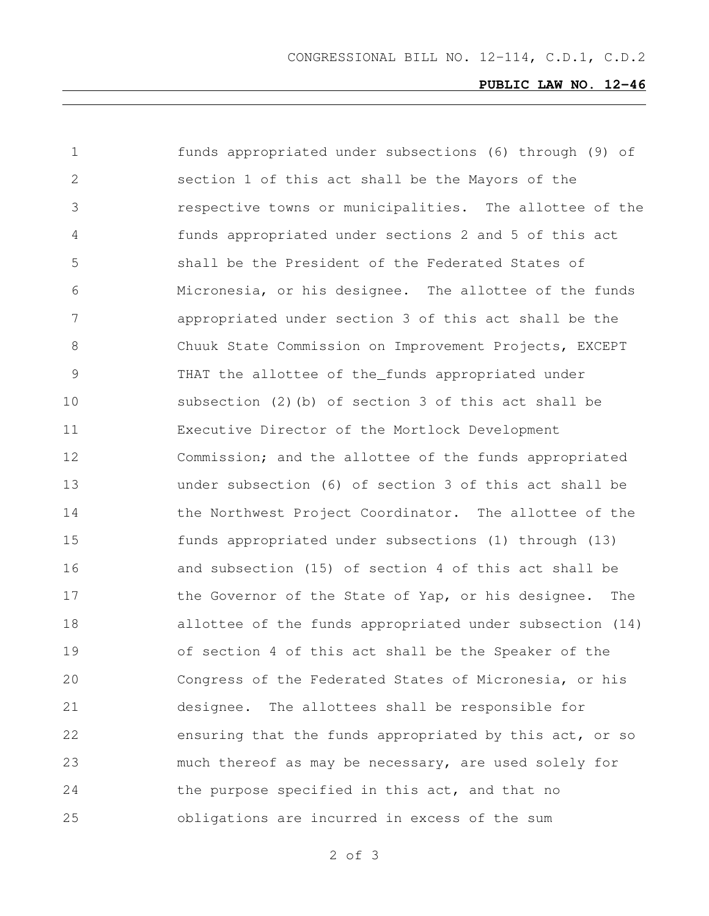funds appropriated under subsections (6) through (9) of section 1 of this act shall be the Mayors of the respective towns or municipalities. The allottee of the funds appropriated under sections 2 and 5 of this act shall be the President of the Federated States of Micronesia, or his designee. The allottee of the funds appropriated under section 3 of this act shall be the Chuuk State Commission on Improvement Projects, EXCEPT THAT the allottee of the_funds appropriated under subsection (2)(b) of section 3 of this act shall be Executive Director of the Mortlock Development Commission; and the allottee of the funds appropriated under subsection (6) of section 3 of this act shall be the Northwest Project Coordinator. The allottee of the funds appropriated under subsections (1) through (13) and subsection (15) of section 4 of this act shall be the Governor of the State of Yap, or his designee. The allottee of the funds appropriated under subsection (14) of section 4 of this act shall be the Speaker of the Congress of the Federated States of Micronesia, or his designee. The allottees shall be responsible for ensuring that the funds appropriated by this act, or so much thereof as may be necessary, are used solely for the purpose specified in this act, and that no obligations are incurred in excess of the sum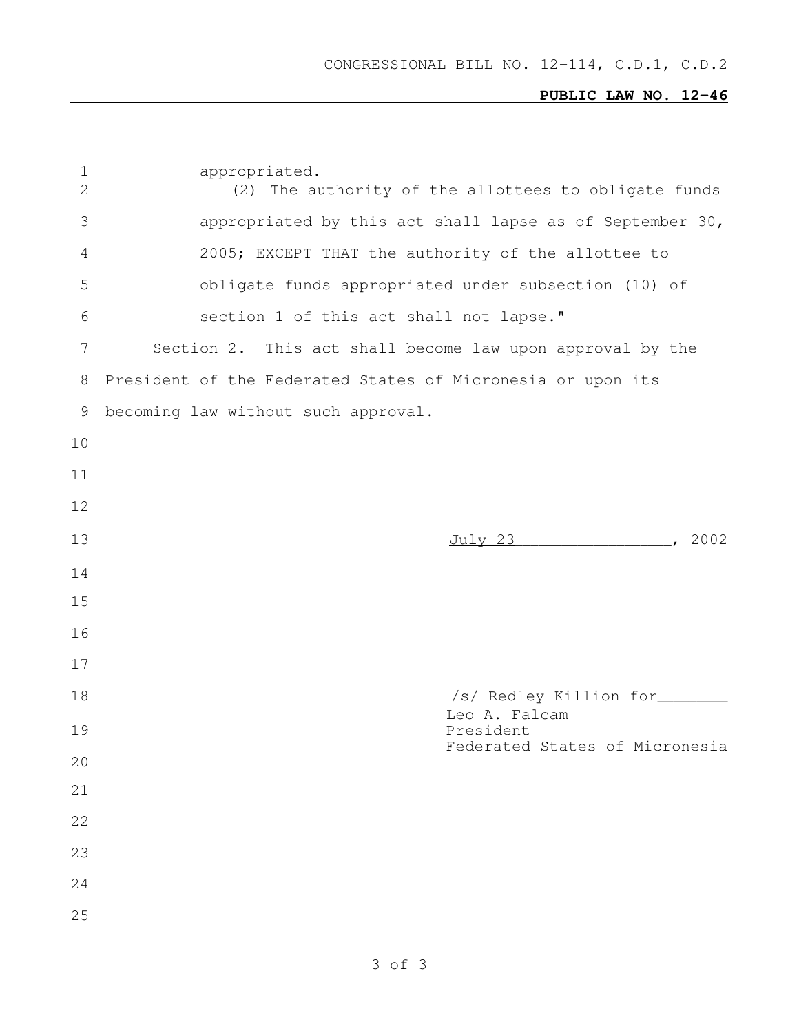CONGRESSIONAL BILL NO. 12-114, C.D.1, C.D.2

**PUBLIC LAW NO. 12-46**

appropriated.

(2) The authority of the allottees to obligate funds appropriated by this act shall lapse as of September 30, 2005; EXCEPT THAT the authority of the allottee to obligate funds appropriated under subsection (10) of section 1 of this act shall not lapse."

Section 2. This act shall become law upon approval by the President of the Federated States of Micronesia or upon its becoming law without such approval.

July 23, 2002

/s/ Redley Killion for
Leo A. Falcam
President
Federated States of Micronesia